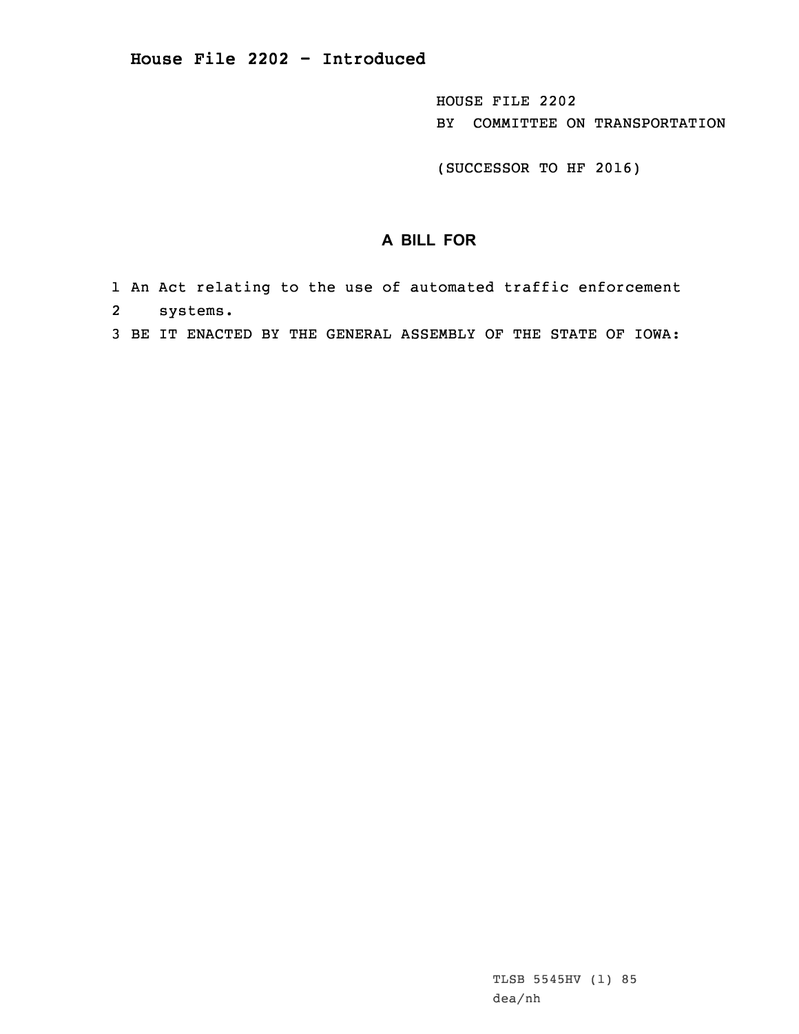# House File 2202 - Introduced

HOUSE FILE 2202
BY COMMITTEE ON TRANSPORTATION

(SUCCESSOR TO HF 2016)

## A BILL FOR

1 An Act relating to the use of automated traffic enforcement
2 systems.
3 BE IT ENACTED BY THE GENERAL ASSEMBLY OF THE STATE OF IOWA:

TLSB 5545HV (1) 85
dea/nh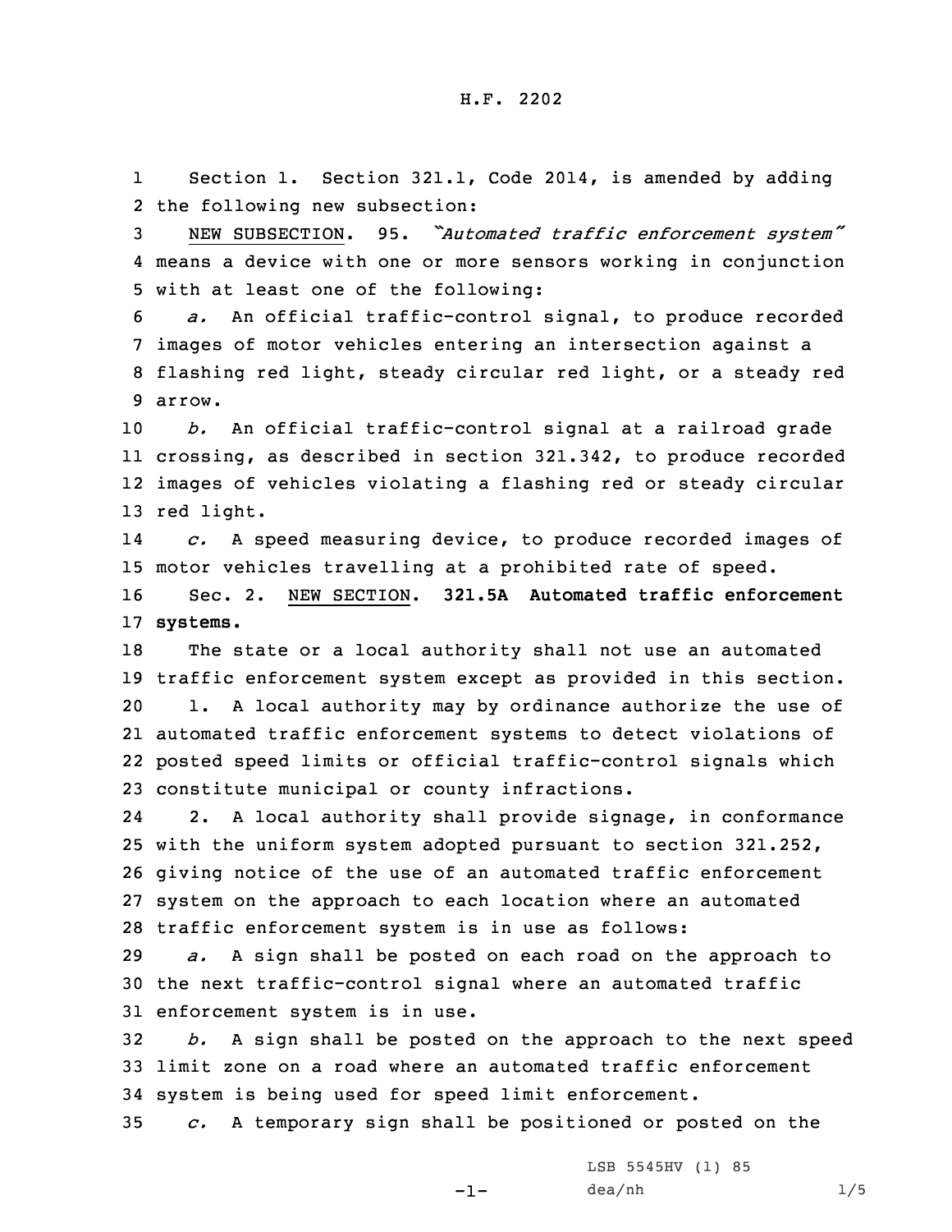Section 1. Section 321.1, Code 2014, is amended by adding the following new subsection:

NEW SUBSECTION. 95. *"Automated traffic enforcement system"* means a device with one or more sensors working in conjunction with at least one of the following:

*a.* An official traffic-control signal, to produce recorded images of motor vehicles entering an intersection against a flashing red light, steady circular red light, or a steady red arrow.

*b.* An official traffic-control signal at a railroad grade crossing, as described in section 321.342, to produce recorded images of vehicles violating a flashing red or steady circular red light.

*c.* A speed measuring device, to produce recorded images of motor vehicles travelling at a prohibited rate of speed.

Sec. 2. NEW SECTION. **321.5A Automated traffic enforcement systems.**

The state or a local authority shall not use an automated traffic enforcement system except as provided in this section.

1. A local authority may by ordinance authorize the use of automated traffic enforcement systems to detect violations of posted speed limits or official traffic-control signals which constitute municipal or county infractions.

2. A local authority shall provide signage, in conformance with the uniform system adopted pursuant to section 321.252, giving notice of the use of an automated traffic enforcement system on the approach to each location where an automated traffic enforcement system is in use as follows:

*a.* A sign shall be posted on each road on the approach to the next traffic-control signal where an automated traffic enforcement system is in use.

*b.* A sign shall be posted on the approach to the next speed limit zone on a road where an automated traffic enforcement system is being used for speed limit enforcement.

*c.* A temporary sign shall be positioned or posted on the

LSB 5545HV (1) 85

dea/nh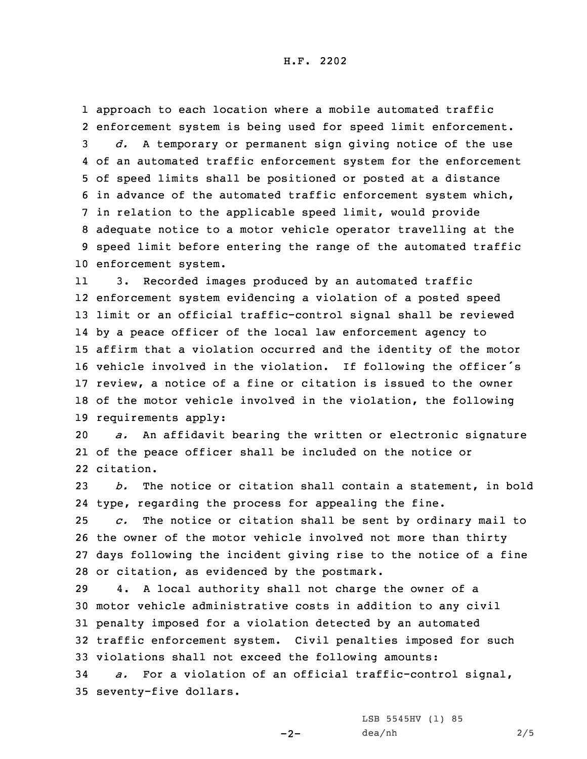approach to each location where a mobile automated traffic enforcement system is being used for speed limit enforcement.

*d.* A temporary or permanent sign giving notice of the use of an automated traffic enforcement system for the enforcement of speed limits shall be positioned or posted at a distance in advance of the automated traffic enforcement system which, in relation to the applicable speed limit, would provide adequate notice to a motor vehicle operator travelling at the speed limit before entering the range of the automated traffic enforcement system.

3. Recorded images produced by an automated traffic enforcement system evidencing a violation of a posted speed limit or an official traffic-control signal shall be reviewed by a peace officer of the local law enforcement agency to affirm that a violation occurred and the identity of the motor vehicle involved in the violation. If following the officer's review, a notice of a fine or citation is issued to the owner of the motor vehicle involved in the violation, the following requirements apply:

*a.* An affidavit bearing the written or electronic signature of the peace officer shall be included on the notice or citation.

*b.* The notice or citation shall contain a statement, in bold type, regarding the process for appealing the fine.

*c.* The notice or citation shall be sent by ordinary mail to the owner of the motor vehicle involved not more than thirty days following the incident giving rise to the notice of a fine or citation, as evidenced by the postmark.

4. A local authority shall not charge the owner of a motor vehicle administrative costs in addition to any civil penalty imposed for a violation detected by an automated traffic enforcement system. Civil penalties imposed for such violations shall not exceed the following amounts:

*a.* For a violation of an official traffic-control signal, seventy-five dollars.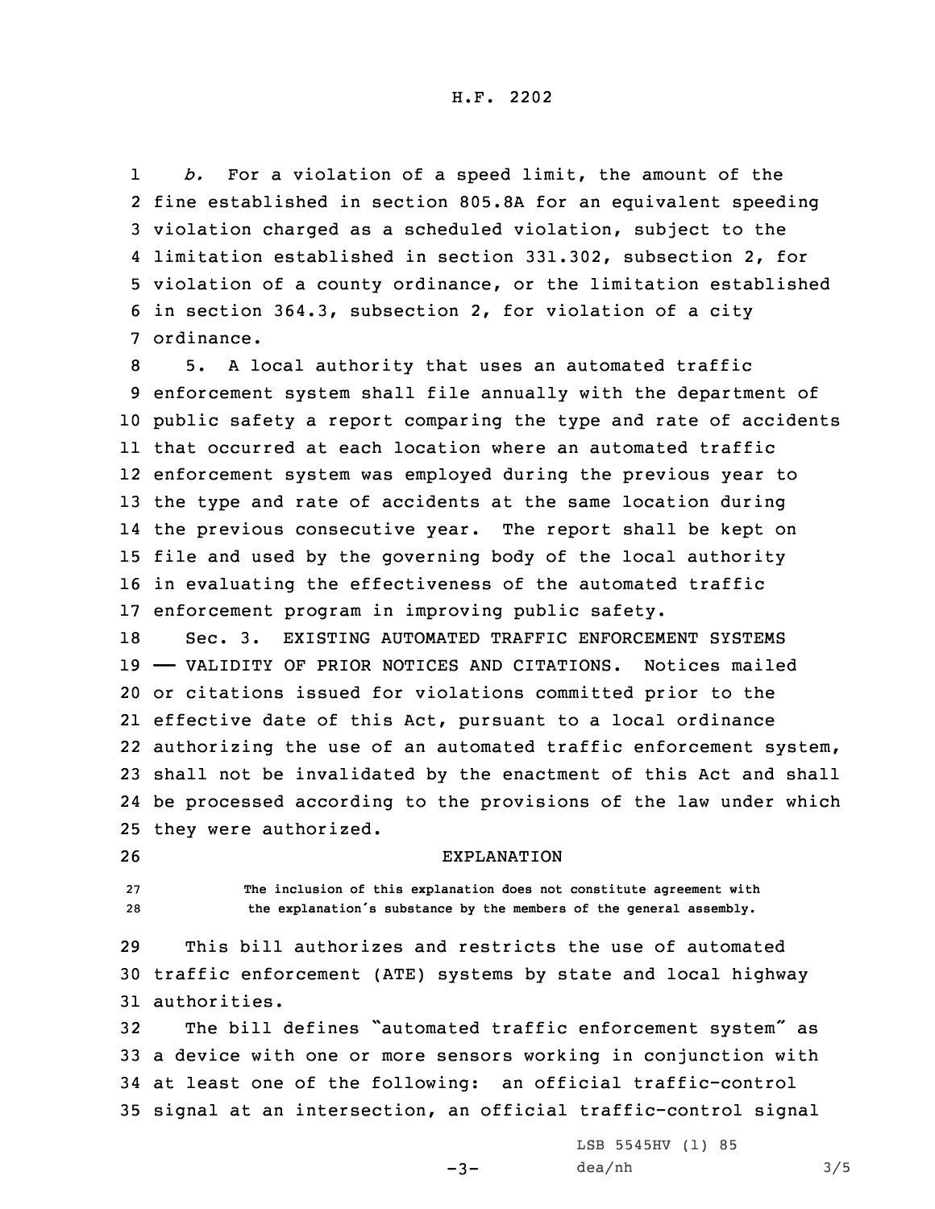*b.* For a violation of a speed limit, the amount of the fine established in section 805.8A for an equivalent speeding violation charged as a scheduled violation, subject to the limitation established in section 331.302, subsection 2, for violation of a county ordinance, or the limitation established in section 364.3, subsection 2, for violation of a city ordinance.

5. A local authority that uses an automated traffic enforcement system shall file annually with the department of public safety a report comparing the type and rate of accidents that occurred at each location where an automated traffic enforcement system was employed during the previous year to the type and rate of accidents at the same location during the previous consecutive year. The report shall be kept on file and used by the governing body of the local authority in evaluating the effectiveness of the automated traffic enforcement program in improving public safety.

Sec. 3. EXISTING AUTOMATED TRAFFIC ENFORCEMENT SYSTEMS —— VALIDITY OF PRIOR NOTICES AND CITATIONS. Notices mailed or citations issued for violations committed prior to the effective date of this Act, pursuant to a local ordinance authorizing the use of an automated traffic enforcement system, shall not be invalidated by the enactment of this Act and shall be processed according to the provisions of the law under which they were authorized.

## EXPLANATION

The inclusion of this explanation does not constitute agreement with the explanation's substance by the members of the general assembly.

This bill authorizes and restricts the use of automated traffic enforcement (ATE) systems by state and local highway authorities.

The bill defines "automated traffic enforcement system" as a device with one or more sensors working in conjunction with at least one of the following: an official traffic-control signal at an intersection, an official traffic-control signal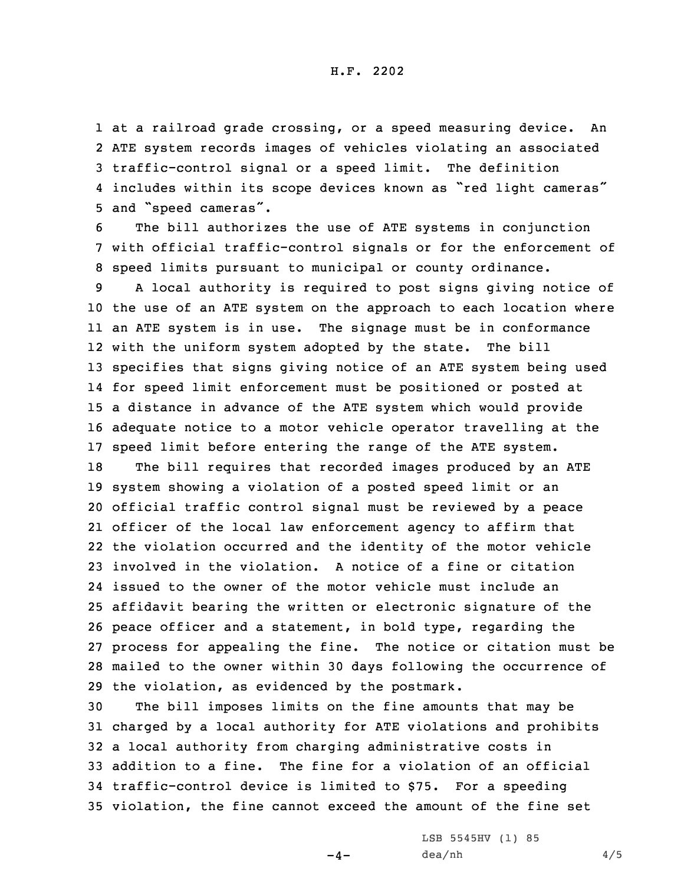at a railroad grade crossing, or a speed measuring device. An ATE system records images of vehicles violating an associated traffic-control signal or a speed limit. The definition includes within its scope devices known as "red light cameras" and "speed cameras".

The bill authorizes the use of ATE systems in conjunction with official traffic-control signals or for the enforcement of speed limits pursuant to municipal or county ordinance.

A local authority is required to post signs giving notice of the use of an ATE system on the approach to each location where an ATE system is in use. The signage must be in conformance with the uniform system adopted by the state. The bill specifies that signs giving notice of an ATE system being used for speed limit enforcement must be positioned or posted at a distance in advance of the ATE system which would provide adequate notice to a motor vehicle operator travelling at the speed limit before entering the range of the ATE system.

The bill requires that recorded images produced by an ATE system showing a violation of a posted speed limit or an official traffic control signal must be reviewed by a peace officer of the local law enforcement agency to affirm that the violation occurred and the identity of the motor vehicle involved in the violation. A notice of a fine or citation issued to the owner of the motor vehicle must include an affidavit bearing the written or electronic signature of the peace officer and a statement, in bold type, regarding the process for appealing the fine. The notice or citation must be mailed to the owner within 30 days following the occurrence of the violation, as evidenced by the postmark.

The bill imposes limits on the fine amounts that may be charged by a local authority for ATE violations and prohibits a local authority from charging administrative costs in addition to a fine. The fine for a violation of an official traffic-control device is limited to $75. For a speeding violation, the fine cannot exceed the amount of the fine set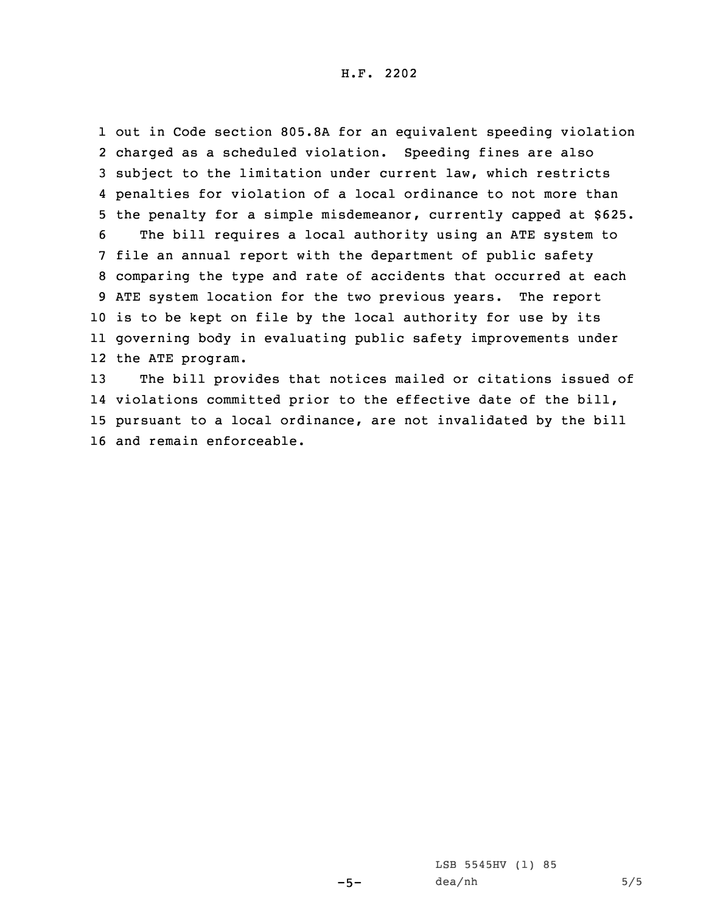out in Code section 805.8A for an equivalent speeding violation charged as a scheduled violation. Speeding fines are also subject to the limitation under current law, which restricts penalties for violation of a local ordinance to not more than the penalty for a simple misdemeanor, currently capped at $625.

The bill requires a local authority using an ATE system to file an annual report with the department of public safety comparing the type and rate of accidents that occurred at each ATE system location for the two previous years. The report is to be kept on file by the local authority for use by its governing body in evaluating public safety improvements under the ATE program.

The bill provides that notices mailed or citations issued of violations committed prior to the effective date of the bill, pursuant to a local ordinance, are not invalidated by the bill and remain enforceable.